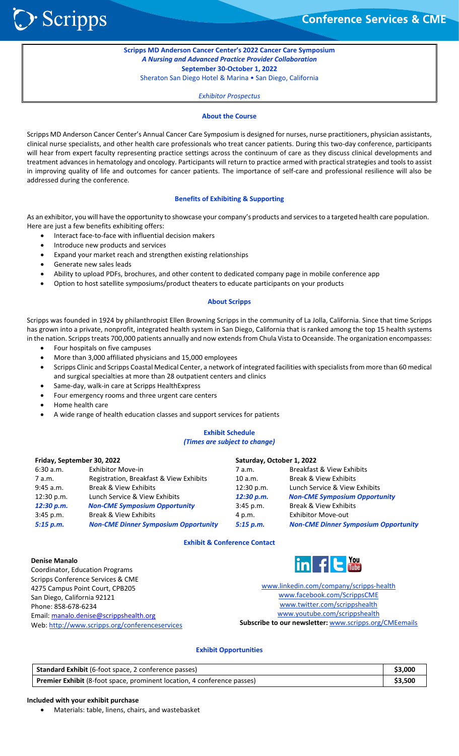**Scripps MD Anderson Cancer Center's 2022 Cancer Care Symposium**
***A Nursing and Advanced Practice Provider Collaboration***
**September 30-October 1, 2022**
Sheraton San Diego Hotel & Marina • San Diego, California

*Exhibitor Prospectus*

## About the Course

Scripps MD Anderson Cancer Center's Annual Cancer Care Symposium is designed for nurses, nurse practitioners, physician assistants, clinical nurse specialists, and other health care professionals who treat cancer patients. During this two-day conference, participants will hear from expert faculty representing practice settings across the continuum of care as they discuss clinical developments and treatment advances in hematology and oncology. Participants will return to practice armed with practical strategies and tools to assist in improving quality of life and outcomes for cancer patients. The importance of self-care and professional resilience will also be addressed during the conference.

## Benefits of Exhibiting & Supporting

As an exhibitor, you will have the opportunity to showcase your company's products and services to a targeted health care population. Here are just a few benefits exhibiting offers:

- Interact face-to-face with influential decision makers
- Introduce new products and services
- Expand your market reach and strengthen existing relationships
- Generate new sales leads
- Ability to upload PDFs, brochures, and other content to dedicated company page in mobile conference app
- Option to host satellite symposiums/product theaters to educate participants on your products

## About Scripps

Scripps was founded in 1924 by philanthropist Ellen Browning Scripps in the community of La Jolla, California. Since that time Scripps has grown into a private, nonprofit, integrated health system in San Diego, California that is ranked among the top 15 health systems in the nation. Scripps treats 700,000 patients annually and now extends from Chula Vista to Oceanside. The organization encompasses:

- Four hospitals on five campuses
- More than 3,000 affiliated physicians and 15,000 employees
- Scripps Clinic and Scripps Coastal Medical Center, a network of integrated facilities with specialists from more than 60 medical and surgical specialties at more than 28 outpatient centers and clinics
- Same-day, walk-in care at Scripps HealthExpress
- Four emergency rooms and three urgent care centers
- Home health care
- A wide range of health education classes and support services for patients

## Exhibit Schedule
*(Times are subject to change)*

**Friday, September 30, 2022**

| | |
|---|---|
| 6:30 a.m. | Exhibitor Move-in |
| 7 a.m. | Registration, Breakfast & View Exhibits |
| 9:45 a.m. | Break & View Exhibits |
| 12:30 p.m. | Lunch Service & View Exhibits |
| ***12:30 p.m.*** | ***Non-CME Symposium Opportunity*** |
| 3:45 p.m. | Break & View Exhibits |
| ***5:15 p.m.*** | ***Non-CME Dinner Symposium Opportunity*** |

**Saturday, October 1, 2022**

| | |
|---|---|
| 7 a.m. | Breakfast & View Exhibits |
| 10 a.m. | Break & View Exhibits |
| 12:30 p.m. | Lunch Service & View Exhibits |
| ***12:30 p.m.*** | ***Non-CME Symposium Opportunity*** |
| 3:45 p.m. | Break & View Exhibits |
| 4 p.m. | Exhibitor Move-out |
| ***5:15 p.m.*** | ***Non-CME Dinner Symposium Opportunity*** |

## Exhibit & Conference Contact

**Denise Manalo**
Coordinator, Education Programs
Scripps Conference Services & CME
4275 Campus Point Court, CPB205
San Diego, California 92121
Phone: 858-678-6234
Email: manalo.denise@scrippshealth.org
Web: http://www.scripps.org/conferenceservices

www.linkedin.com/company/scripps-health
www.facebook.com/ScrippsCME
www.twitter.com/scrippshealth
www.youtube.com/scrippshealth
**Subscribe to our newsletter:** www.scripps.org/CMEemails

## Exhibit Opportunities

| | |
|---|---|
| **Standard Exhibit** (6-foot space, 2 conference passes) | **$3,000** |
| **Premier Exhibit** (8-foot space, prominent location, 4 conference passes) | **$3,500** |

**Included with your exhibit purchase**

- Materials: table, linens, chairs, and wastebasket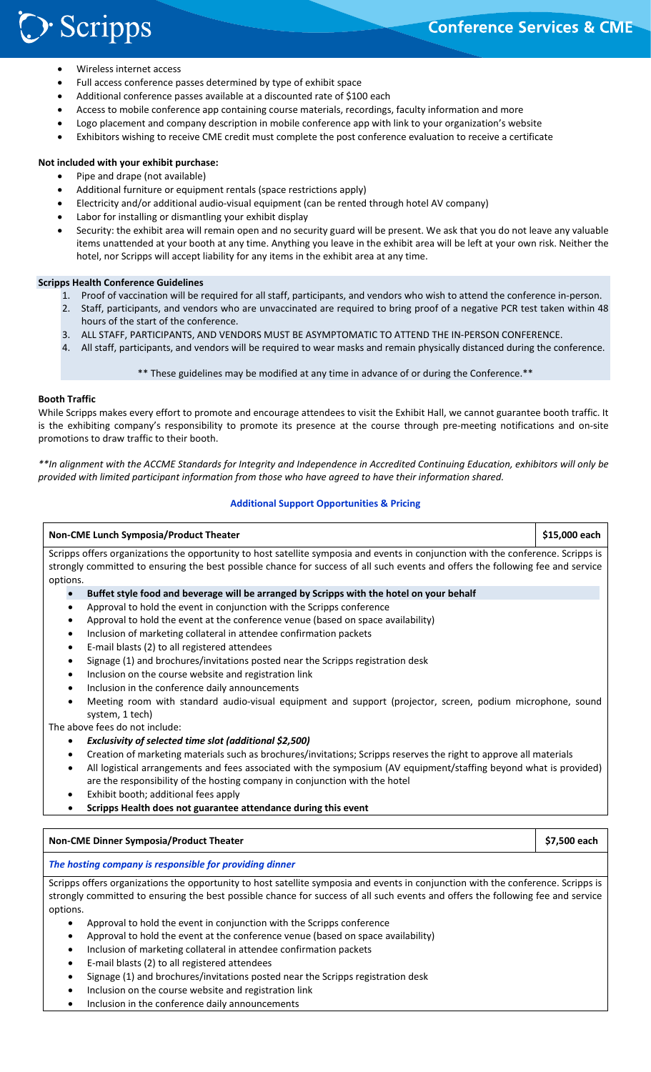- Wireless internet access
- Full access conference passes determined by type of exhibit space
- Additional conference passes available at a discounted rate of $100 each
- Access to mobile conference app containing course materials, recordings, faculty information and more
- Logo placement and company description in mobile conference app with link to your organization's website
- Exhibitors wishing to receive CME credit must complete the post conference evaluation to receive a certificate

**Not included with your exhibit purchase:**

- Pipe and drape (not available)
- Additional furniture or equipment rentals (space restrictions apply)
- Electricity and/or additional audio-visual equipment (can be rented through hotel AV company)
- Labor for installing or dismantling your exhibit display
- Security: the exhibit area will remain open and no security guard will be present. We ask that you do not leave any valuable items unattended at your booth at any time. Anything you leave in the exhibit area will be left at your own risk. Neither the hotel, nor Scripps will accept liability for any items in the exhibit area at any time.

**Scripps Health Conference Guidelines**

1. Proof of vaccination will be required for all staff, participants, and vendors who wish to attend the conference in-person.
2. Staff, participants, and vendors who are unvaccinated are required to bring proof of a negative PCR test taken within 48 hours of the start of the conference.
3. ALL STAFF, PARTICIPANTS, AND VENDORS MUST BE ASYMPTOMATIC TO ATTEND THE IN-PERSON CONFERENCE.
4. All staff, participants, and vendors will be required to wear masks and remain physically distanced during the conference.

** These guidelines may be modified at any time in advance of or during the Conference.**

**Booth Traffic**

While Scripps makes every effort to promote and encourage attendees to visit the Exhibit Hall, we cannot guarantee booth traffic. It is the exhibiting company's responsibility to promote its presence at the course through pre-meeting notifications and on-site promotions to draw traffic to their booth.

*In alignment with the ACCME Standards for Integrity and Independence in Accredited Continuing Education, exhibitors will only be provided with limited participant information from those who have agreed to have their information shared.*

## Additional Support Opportunities & Pricing

### Non-CME Lunch Symposia/Product Theater — $15,000 each

Scripps offers organizations the opportunity to host satellite symposia and events in conjunction with the conference. Scripps is strongly committed to ensuring the best possible chance for success of all such events and offers the following fee and service options.

- **Buffet style food and beverage will be arranged by Scripps with the hotel on your behalf**
- Approval to hold the event in conjunction with the Scripps conference
- Approval to hold the event at the conference venue (based on space availability)
- Inclusion of marketing collateral in attendee confirmation packets
- E-mail blasts (2) to all registered attendees
- Signage (1) and brochures/invitations posted near the Scripps registration desk
- Inclusion on the course website and registration link
- Inclusion in the conference daily announcements
- Meeting room with standard audio-visual equipment and support (projector, screen, podium microphone, sound system, 1 tech)

The above fees do not include:

- ***Exclusivity of selected time slot (additional $2,500)***
- Creation of marketing materials such as brochures/invitations; Scripps reserves the right to approve all materials
- All logistical arrangements and fees associated with the symposium (AV equipment/staffing beyond what is provided) are the responsibility of the hosting company in conjunction with the hotel
- Exhibit booth; additional fees apply
- **Scripps Health does not guarantee attendance during this event**

### Non-CME Dinner Symposia/Product Theater — $7,500 each

***The hosting company is responsible for providing dinner***

Scripps offers organizations the opportunity to host satellite symposia and events in conjunction with the conference. Scripps is strongly committed to ensuring the best possible chance for success of all such events and offers the following fee and service options.

- Approval to hold the event in conjunction with the Scripps conference
- Approval to hold the event at the conference venue (based on space availability)
- Inclusion of marketing collateral in attendee confirmation packets
- E-mail blasts (2) to all registered attendees
- Signage (1) and brochures/invitations posted near the Scripps registration desk
- Inclusion on the course website and registration link
- Inclusion in the conference daily announcements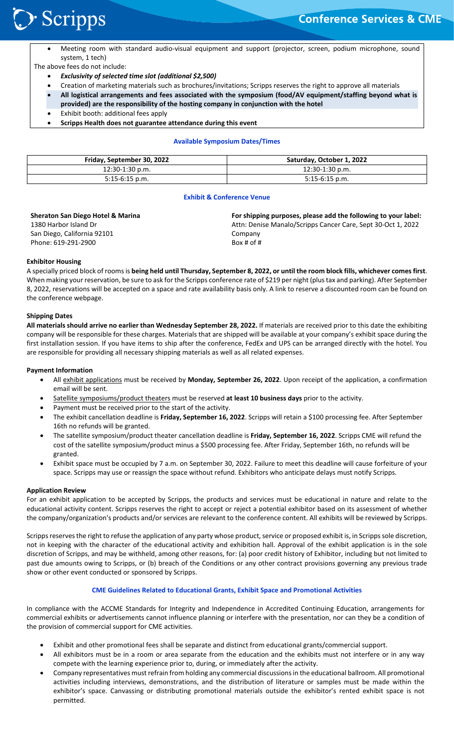- Meeting room with standard audio-visual equipment and support (projector, screen, podium microphone, sound system, 1 tech)

The above fees do not include:

- ***Exclusivity of selected time slot (additional $2,500)***
- Creation of marketing materials such as brochures/invitations; Scripps reserves the right to approve all materials
- **All logistical arrangements and fees associated with the symposium (food/AV equipment/staffing beyond what is provided) are the responsibility of the hosting company in conjunction with the hotel**
- Exhibit booth: additional fees apply
- **Scripps Health does not guarantee attendance during this event**

### Available Symposium Dates/Times

| Friday, September 30, 2022 | Saturday, October 1, 2022 |
|---|---|
| 12:30-1:30 p.m. | 12:30-1:30 p.m. |
| 5:15-6:15 p.m. | 5:15-6:15 p.m. |

### Exhibit & Conference Venue

**Sheraton San Diego Hotel & Marina**
1380 Harbor Island Dr
San Diego, California 92101
Phone: 619-291-2900

**For shipping purposes, please add the following to your label:**
Attn: Denise Manalo/Scripps Cancer Care, Sept 30-Oct 1, 2022
Company
Box # of #

**Exhibitor Housing**

A specially priced block of rooms is **being held until Thursday, September 8, 2022, or until the room block fills, whichever comes first**. When making your reservation, be sure to ask for the Scripps conference rate of $219 per night (plus tax and parking). After September 8, 2022, reservations will be accepted on a space and rate availability basis only. A link to reserve a discounted room can be found on the conference webpage.

**Shipping Dates**

**All materials should arrive no earlier than Wednesday September 28, 2022.** If materials are received prior to this date the exhibiting company will be responsible for these charges. Materials that are shipped will be available at your company's exhibit space during the first installation session. If you have items to ship after the conference, FedEx and UPS can be arranged directly with the hotel. You are responsible for providing all necessary shipping materials as well as all related expenses.

**Payment Information**

- All exhibit applications must be received by **Monday, September 26, 2022**. Upon receipt of the application, a confirmation email will be sent.
- Satellite symposiums/product theaters must be reserved **at least 10 business days** prior to the activity.
- Payment must be received prior to the start of the activity.
- The exhibit cancellation deadline is **Friday, September 16, 2022**. Scripps will retain a $100 processing fee. After September 16th no refunds will be granted.
- The satellite symposium/product theater cancellation deadline is **Friday, September 16, 2022**. Scripps CME will refund the cost of the satellite symposium/product minus a $500 processing fee. After Friday, September 16th, no refunds will be granted.
- Exhibit space must be occupied by 7 a.m. on September 30, 2022. Failure to meet this deadline will cause forfeiture of your space. Scripps may use or reassign the space without refund. Exhibitors who anticipate delays must notify Scripps.

**Application Review**

For an exhibit application to be accepted by Scripps, the products and services must be educational in nature and relate to the educational activity content. Scripps reserves the right to accept or reject a potential exhibitor based on its assessment of whether the company/organization's products and/or services are relevant to the conference content. All exhibits will be reviewed by Scripps.

Scripps reserves the right to refuse the application of any party whose product, service or proposed exhibit is, in Scripps sole discretion, not in keeping with the character of the educational activity and exhibition hall. Approval of the exhibit application is in the sole discretion of Scripps, and may be withheld, among other reasons, for: (a) poor credit history of Exhibitor, including but not limited to past due amounts owing to Scripps, or (b) breach of the Conditions or any other contract provisions governing any previous trade show or other event conducted or sponsored by Scripps.

### CME Guidelines Related to Educational Grants, Exhibit Space and Promotional Activities

In compliance with the ACCME Standards for Integrity and Independence in Accredited Continuing Education, arrangements for commercial exhibits or advertisements cannot influence planning or interfere with the presentation, nor can they be a condition of the provision of commercial support for CME activities.

- Exhibit and other promotional fees shall be separate and distinct from educational grants/commercial support.
- All exhibitors must be in a room or area separate from the education and the exhibits must not interfere or in any way compete with the learning experience prior to, during, or immediately after the activity.
- Company representatives must refrain from holding any commercial discussions in the educational ballroom. All promotional activities including interviews, demonstrations, and the distribution of literature or samples must be made within the exhibitor's space. Canvassing or distributing promotional materials outside the exhibitor's rented exhibit space is not permitted.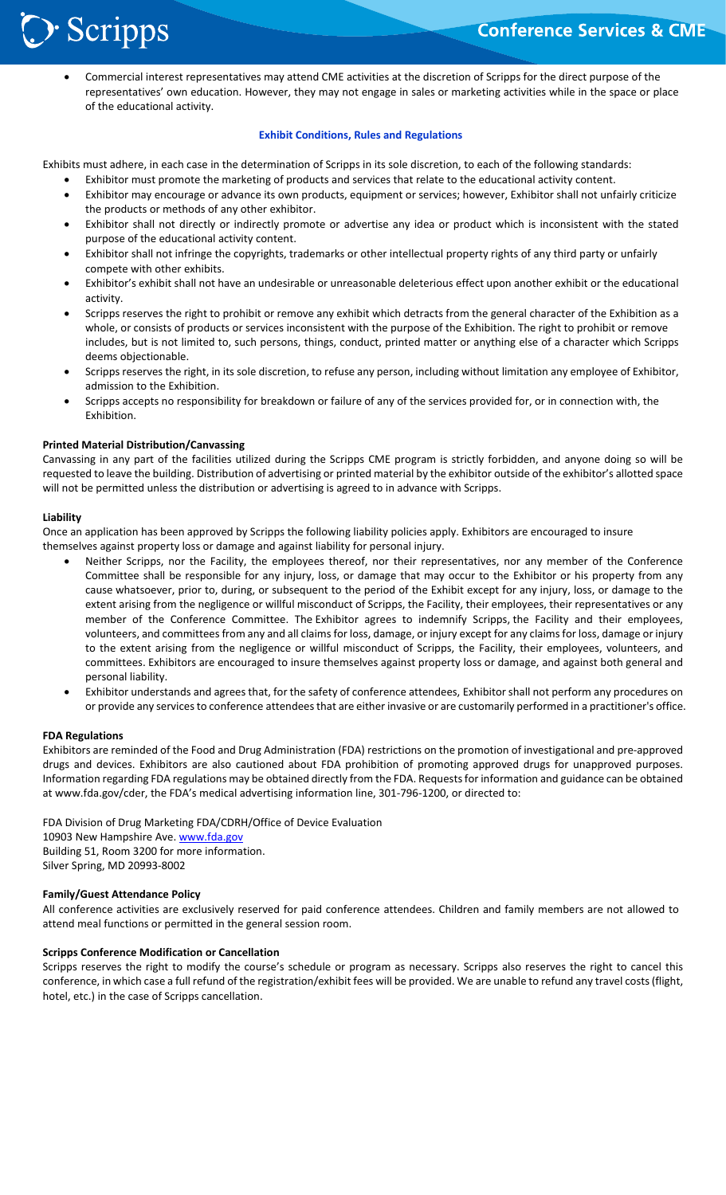- Commercial interest representatives may attend CME activities at the discretion of Scripps for the direct purpose of the representatives' own education. However, they may not engage in sales or marketing activities while in the space or place of the educational activity.

## Exhibit Conditions, Rules and Regulations

Exhibits must adhere, in each case in the determination of Scripps in its sole discretion, to each of the following standards:

- Exhibitor must promote the marketing of products and services that relate to the educational activity content.
- Exhibitor may encourage or advance its own products, equipment or services; however, Exhibitor shall not unfairly criticize the products or methods of any other exhibitor.
- Exhibitor shall not directly or indirectly promote or advertise any idea or product which is inconsistent with the stated purpose of the educational activity content.
- Exhibitor shall not infringe the copyrights, trademarks or other intellectual property rights of any third party or unfairly compete with other exhibits.
- Exhibitor's exhibit shall not have an undesirable or unreasonable deleterious effect upon another exhibit or the educational activity.
- Scripps reserves the right to prohibit or remove any exhibit which detracts from the general character of the Exhibition as a whole, or consists of products or services inconsistent with the purpose of the Exhibition. The right to prohibit or remove includes, but is not limited to, such persons, things, conduct, printed matter or anything else of a character which Scripps deems objectionable.
- Scripps reserves the right, in its sole discretion, to refuse any person, including without limitation any employee of Exhibitor, admission to the Exhibition.
- Scripps accepts no responsibility for breakdown or failure of any of the services provided for, or in connection with, the Exhibition.

### Printed Material Distribution/Canvassing

Canvassing in any part of the facilities utilized during the Scripps CME program is strictly forbidden, and anyone doing so will be requested to leave the building. Distribution of advertising or printed material by the exhibitor outside of the exhibitor's allotted space will not be permitted unless the distribution or advertising is agreed to in advance with Scripps.

### Liability

Once an application has been approved by Scripps the following liability policies apply. Exhibitors are encouraged to insure themselves against property loss or damage and against liability for personal injury.

- Neither Scripps, nor the Facility, the employees thereof, nor their representatives, nor any member of the Conference Committee shall be responsible for any injury, loss, or damage that may occur to the Exhibitor or his property from any cause whatsoever, prior to, during, or subsequent to the period of the Exhibit except for any injury, loss, or damage to the extent arising from the negligence or willful misconduct of Scripps, the Facility, their employees, their representatives or any member of the Conference Committee. The Exhibitor agrees to indemnify Scripps, the Facility and their employees, volunteers, and committees from any and all claims for loss, damage, or injury except for any claims for loss, damage or injury to the extent arising from the negligence or willful misconduct of Scripps, the Facility, their employees, volunteers, and committees. Exhibitors are encouraged to insure themselves against property loss or damage, and against both general and personal liability.
- Exhibitor understands and agrees that, for the safety of conference attendees, Exhibitor shall not perform any procedures on or provide any services to conference attendees that are either invasive or are customarily performed in a practitioner's office.

### FDA Regulations

Exhibitors are reminded of the Food and Drug Administration (FDA) restrictions on the promotion of investigational and pre-approved drugs and devices. Exhibitors are also cautioned about FDA prohibition of promoting approved drugs for unapproved purposes. Information regarding FDA regulations may be obtained directly from the FDA. Requests for information and guidance can be obtained at www.fda.gov/cder, the FDA's medical advertising information line, 301-796-1200, or directed to:

FDA Division of Drug Marketing FDA/CDRH/Office of Device Evaluation
10903 New Hampshire Ave. www.fda.gov
Building 51, Room 3200 for more information.
Silver Spring, MD 20993-8002

### Family/Guest Attendance Policy

All conference activities are exclusively reserved for paid conference attendees. Children and family members are not allowed to attend meal functions or permitted in the general session room.

### Scripps Conference Modification or Cancellation

Scripps reserves the right to modify the course's schedule or program as necessary. Scripps also reserves the right to cancel this conference, in which case a full refund of the registration/exhibit fees will be provided. We are unable to refund any travel costs (flight, hotel, etc.) in the case of Scripps cancellation.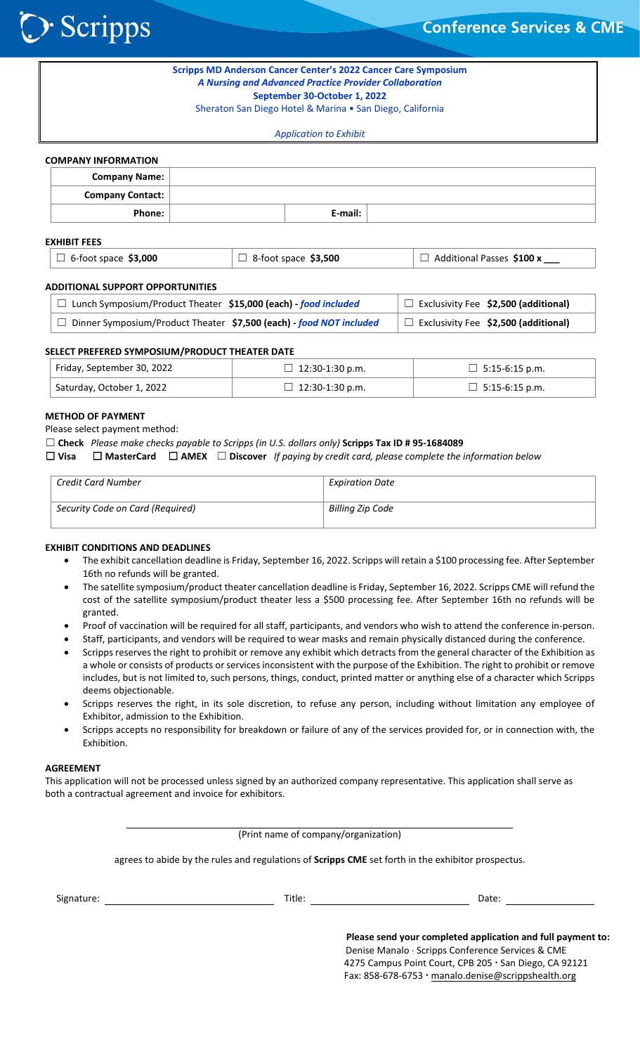Scripps

Conference Services & CME

**Scripps MD Anderson Cancer Center's 2022 Cancer Care Symposium**
***A Nursing and Advanced Practice Provider Collaboration***
**September 30-October 1, 2022**
Sheraton San Diego Hotel & Marina • San Diego, California

*Application to Exhibit*

### COMPANY INFORMATION

| | | | |
|---|---|---|---|
| **Company Name:** | | | |
| **Company Contact:** | | | |
| **Phone:** | | **E-mail:** | |

### EXHIBIT FEES

| | | |
|---|---|---|
| ☐ 6-foot space **$3,000** | ☐ 8-foot space **$3,500** | ☐ Additional Passes **$100 x ___** |

### ADDITIONAL SUPPORT OPPORTUNITIES

| | |
|---|---|
| ☐ Lunch Symposium/Product Theater **$15,000 (each) -** ***food included*** | ☐ Exclusivity Fee **$2,500 (additional)** |
| ☐ Dinner Symposium/Product Theater **$7,500 (each) -** ***food NOT included*** | ☐ Exclusivity Fee **$2,500 (additional)** |

### SELECT PREFERED SYMPOSIUM/PRODUCT THEATER DATE

| | | |
|---|---|---|
| Friday, September 30, 2022 | ☐ 12:30-1:30 p.m. | ☐ 5:15-6:15 p.m. |
| Saturday, October 1, 2022 | ☐ 12:30-1:30 p.m. | ☐ 5:15-6:15 p.m. |

### METHOD OF PAYMENT

Please select payment method:

☐ **Check** *Please make checks payable to Scripps (in U.S. dollars only)* **Scripps Tax ID # 95-1684089**

☐ **Visa** ☐ **MasterCard** ☐ **AMEX** ☐ **Discover** *If paying by credit card, please complete the information below*

| | |
|---|---|
| *Credit Card Number* | *Expiration Date* |
| *Security Code on Card (Required)* | *Billing Zip Code* |

### EXHIBIT CONDITIONS AND DEADLINES

- The exhibit cancellation deadline is Friday, September 16, 2022. Scripps will retain a $100 processing fee. After September 16th no refunds will be granted.
- The satellite symposium/product theater cancellation deadline is Friday, September 16, 2022. Scripps CME will refund the cost of the satellite symposium/product theater less a $500 processing fee. After September 16th no refunds will be granted.
- Proof of vaccination will be required for all staff, participants, and vendors who wish to attend the conference in-person.
- Staff, participants, and vendors will be required to wear masks and remain physically distanced during the conference.
- Scripps reserves the right to prohibit or remove any exhibit which detracts from the general character of the Exhibition as a whole or consists of products or services inconsistent with the purpose of the Exhibition. The right to prohibit or remove includes, but is not limited to, such persons, things, conduct, printed matter or anything else of a character which Scripps deems objectionable.
- Scripps reserves the right, in its sole discretion, to refuse any person, including without limitation any employee of Exhibitor, admission to the Exhibition.
- Scripps accepts no responsibility for breakdown or failure of any of the services provided for, or in connection with, the Exhibition.

### AGREEMENT

This application will not be processed unless signed by an authorized company representative. This application shall serve as both a contractual agreement and invoice for exhibitors.

(Print name of company/organization)

agrees to abide by the rules and regulations of **Scripps CME** set forth in the exhibitor prospectus.

Signature: ______________________ Title: ______________________ Date: ______________

**Please send your completed application and full payment to:**
Denise Manalo · Scripps Conference Services & CME
4275 Campus Point Court, CPB 205 · San Diego, CA 92121
Fax: 858-678-6753 · manalo.denise@scrippshealth.org